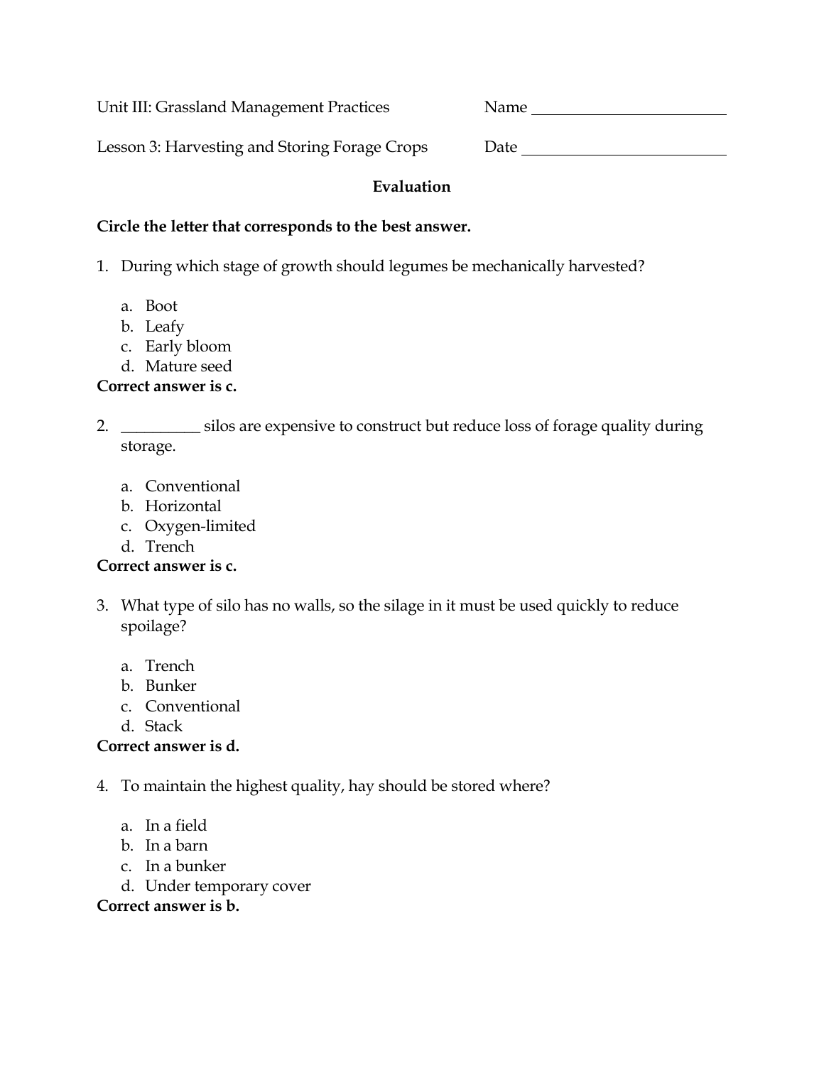Unit III: Grassland Management Practices Name ________________________

Lesson 3: Harvesting and Storing Forage Crops Date _________________________

**Evaluation**

**Circle the letter that corresponds to the best answer.**

1. During which stage of growth should legumes be mechanically harvested?

    a. Boot
    b. Leafy
    c. Early bloom
    d. Mature seed

**Correct answer is c.**

2. __________ silos are expensive to construct but reduce loss of forage quality during storage.

    a. Conventional
    b. Horizontal
    c. Oxygen-limited
    d. Trench

**Correct answer is c.**

3. What type of silo has no walls, so the silage in it must be used quickly to reduce spoilage?

    a. Trench
    b. Bunker
    c. Conventional
    d. Stack

**Correct answer is d.**

4. To maintain the highest quality, hay should be stored where?

    a. In a field
    b. In a barn
    c. In a bunker
    d. Under temporary cover

**Correct answer is b.**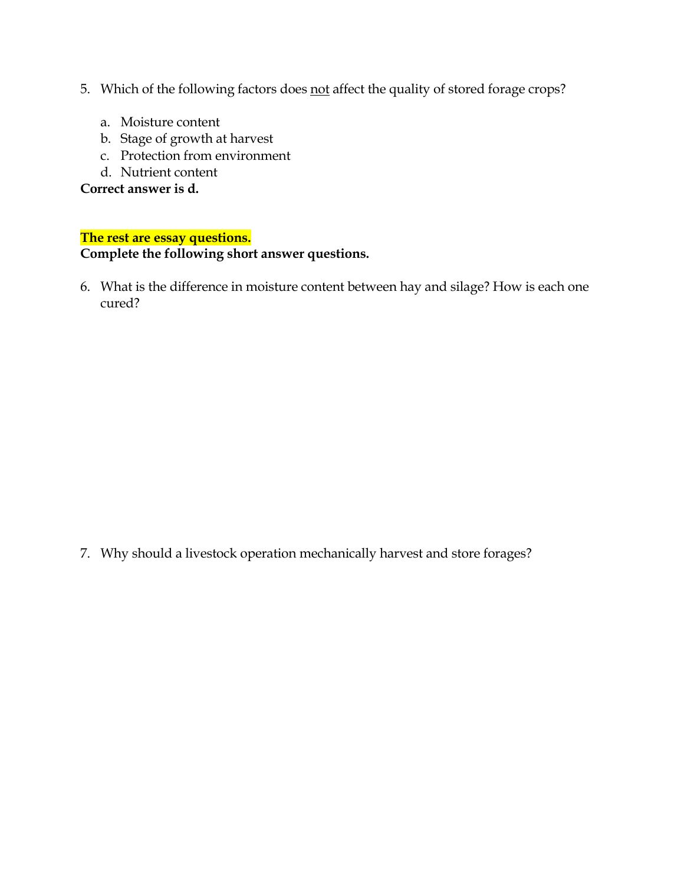5. Which of the following factors does <u>not</u> affect the quality of stored forage crops?

    a. Moisture content
    b. Stage of growth at harvest
    c. Protection from environment
    d. Nutrient content

**Correct answer is d.**

**The rest are essay questions.**
**Complete the following short answer questions.**

6. What is the difference in moisture content between hay and silage? How is each one cured?

7. Why should a livestock operation mechanically harvest and store forages?